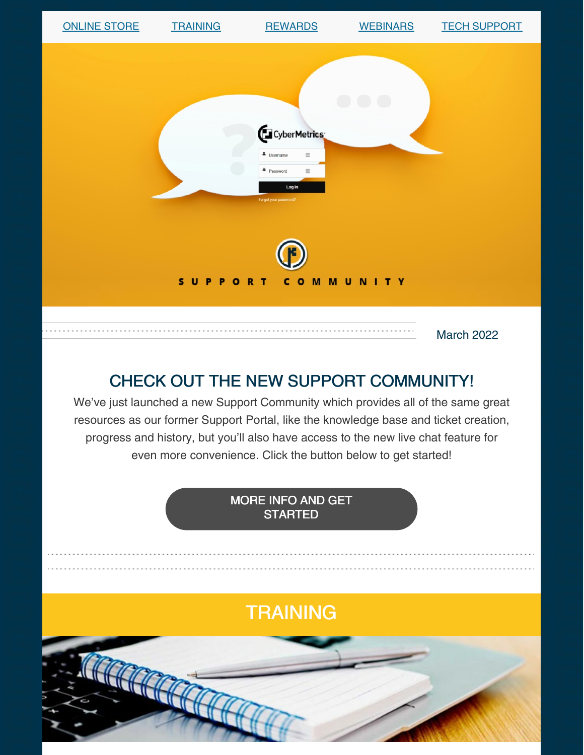ONLINE STORE | TRAINING | REWARDS | WEBINARS | TECH SUPPORT

March 2022

## CHECK OUT THE NEW SUPPORT COMMUNITY!

We've just launched a new Support Community which provides all of the same great resources as our former Support Portal, like the knowledge base and ticket creation, progress and history, but you'll also have access to the new live chat feature for even more convenience. Click the button below to get started!

MORE INFO AND GET STARTED

## TRAINING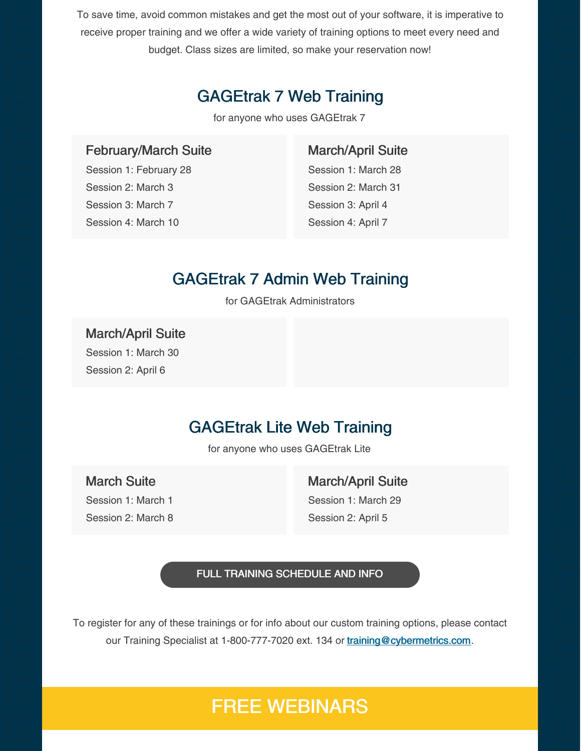To save time, avoid common mistakes and get the most out of your software, it is imperative to receive proper training and we offer a wide variety of training options to meet every need and budget. Class sizes are limited, so make your reservation now!

## GAGEtrak 7 Web Training

for anyone who uses GAGEtrak 7

### February/March Suite

Session 1: February 28

Session 2: March 3

Session 3: March 7

Session 4: March 10

### March/April Suite

Session 1: March 28

Session 2: March 31

Session 3: April 4

Session 4: April 7

## GAGEtrak 7 Admin Web Training

for GAGEtrak Administrators

### March/April Suite

Session 1: March 30

Session 2: April 6

## GAGEtrak Lite Web Training

for anyone who uses GAGEtrak Lite

### March Suite

Session 1: March 1

Session 2: March 8

### March/April Suite

Session 1: March 29

Session 2: April 5

FULL TRAINING SCHEDULE AND INFO

To register for any of these trainings or for info about our custom training options, please contact our Training Specialist at 1-800-777-7020 ext. 134 or training@cybermetrics.com.

## FREE WEBINARS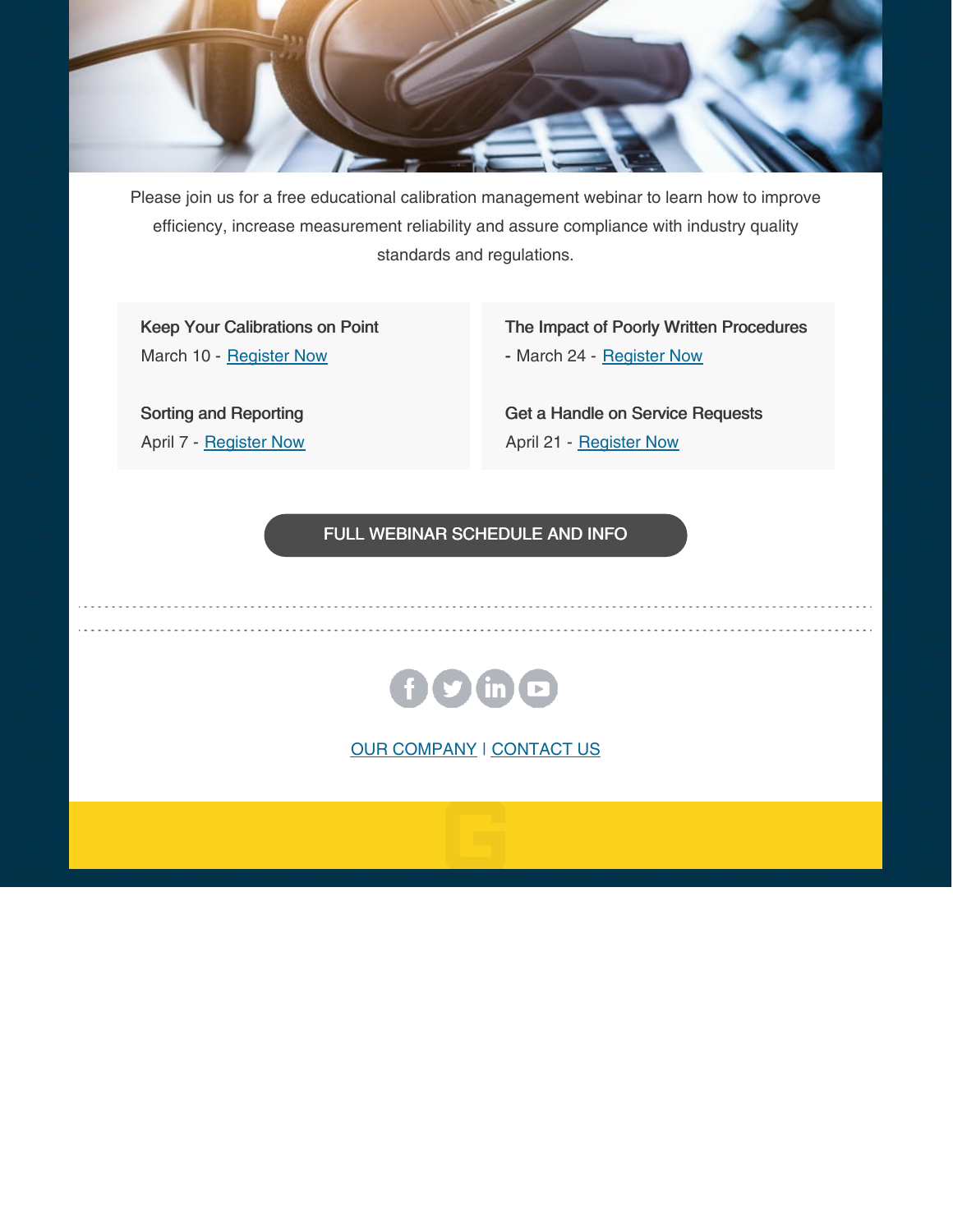Please join us for a free educational calibration management webinar to learn how to improve efficiency, increase measurement reliability and assure compliance with industry quality standards and regulations.

**Keep Your Calibrations on Point**
March 10 - Register Now

**Sorting and Reporting**
April 7 - Register Now

**The Impact of Poorly Written Procedures**
- March 24 - Register Now

**Get a Handle on Service Requests**
April 21 - Register Now

FULL WEBINAR SCHEDULE AND INFO

OUR COMPANY | CONTACT US